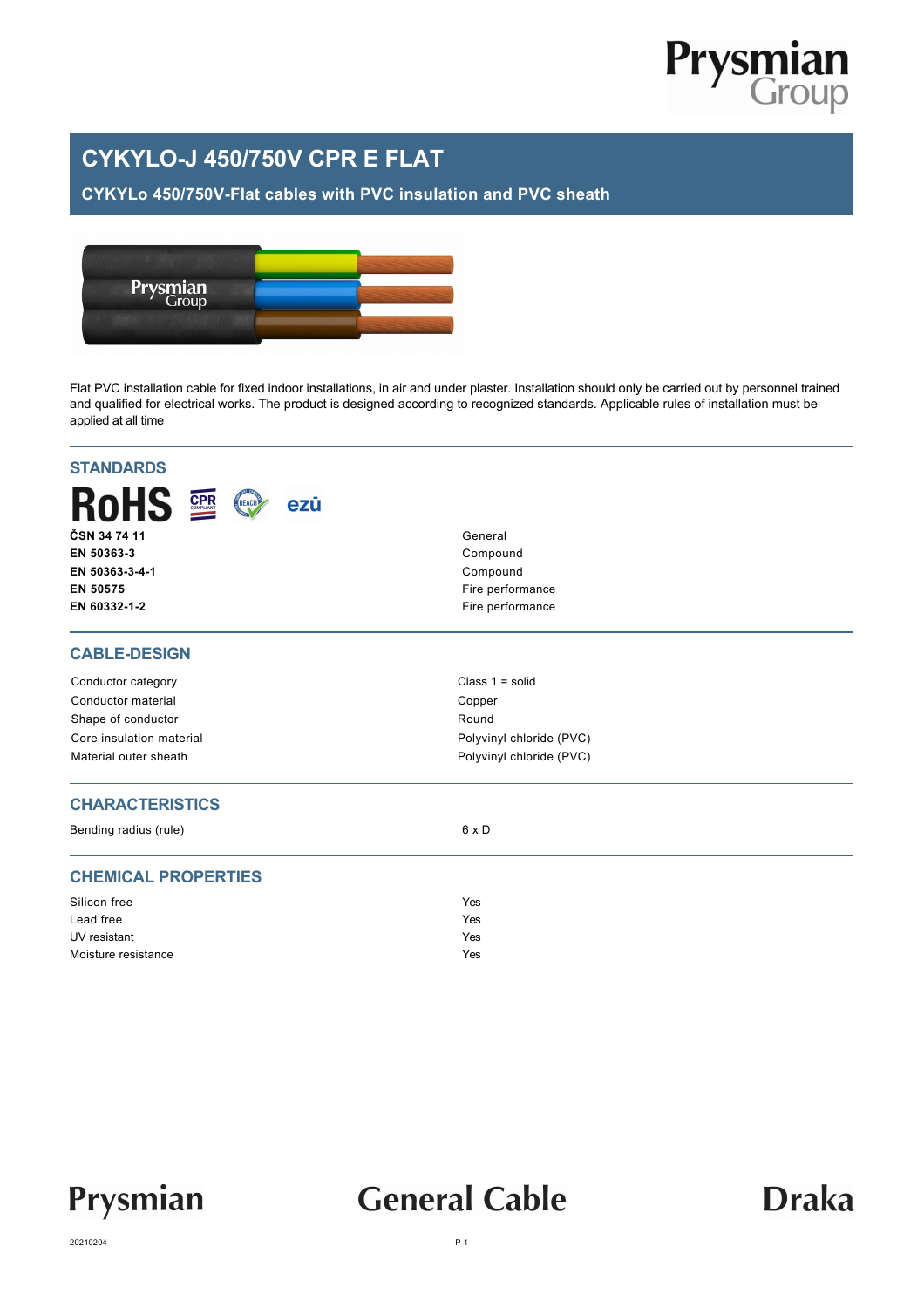# CYKYLO-J 450/750V CPR E FLAT

## CYKYLo 450/750V-Flat cables with PVC insulation and PVC sheath

Flat PVC installation cable for fixed indoor installations, in air and under plaster. Installation should only be carried out by personnel trained and qualified for electrical works. The product is designed according to recognized standards. Applicable rules of installation must be applied at all time

## STANDARDS

| | |
|---|---|
| **ČSN 34 74 11** | General |
| **EN 50363-3** | Compound |
| **EN 50363-3-4-1** | Compound |
| **EN 50575** | Fire performance |
| **EN 60332-1-2** | Fire performance |

## CABLE-DESIGN

| | |
|---|---|
| Conductor category | Class 1 = solid |
| Conductor material | Copper |
| Shape of conductor | Round |
| Core insulation material | Polyvinyl chloride (PVC) |
| Material outer sheath | Polyvinyl chloride (PVC) |

## CHARACTERISTICS

| | |
|---|---|
| Bending radius (rule) | 6 x D |

## CHEMICAL PROPERTIES

| | |
|---|---|
| Silicon free | Yes |
| Lead free | Yes |
| UV resistant | Yes |
| Moisture resistance | Yes |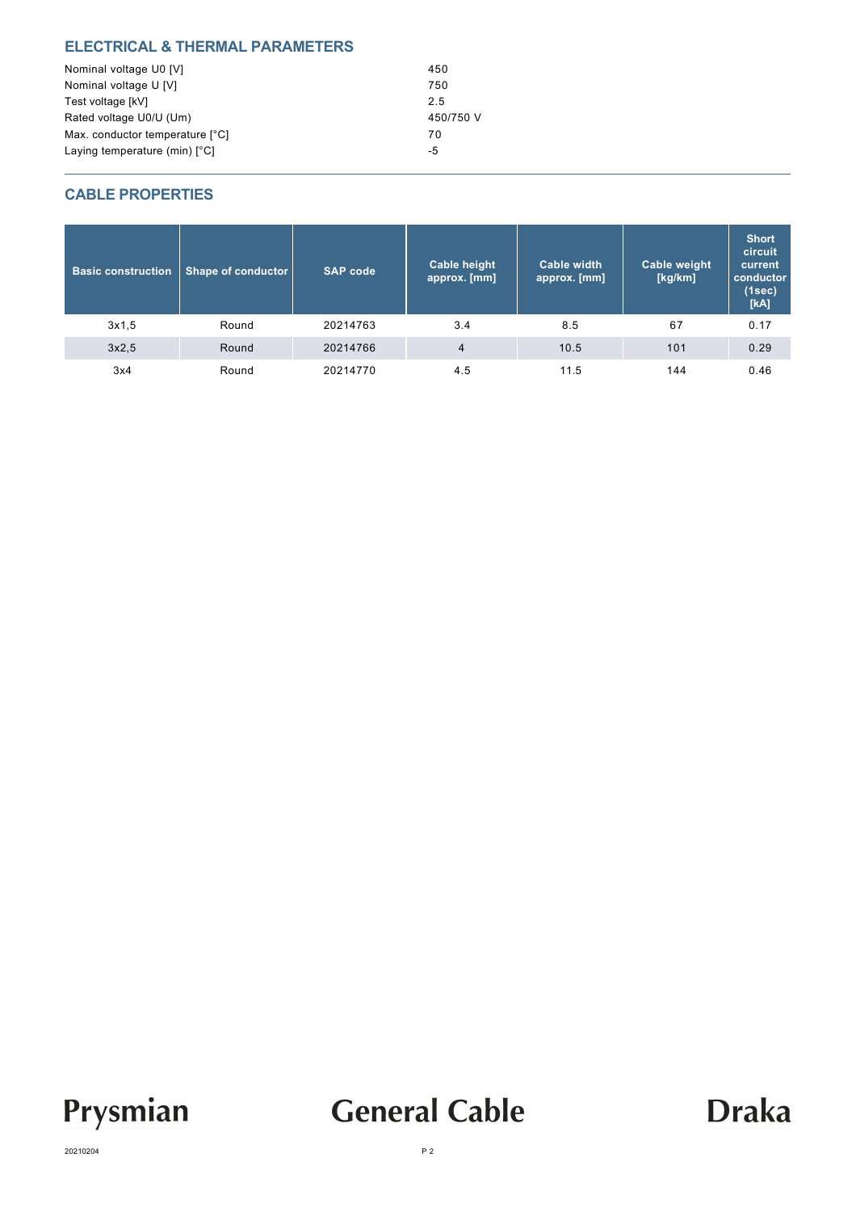## ELECTRICAL & THERMAL PARAMETERS

| | |
|---|---|
| Nominal voltage U0 [V] | 450 |
| Nominal voltage U [V] | 750 |
| Test voltage [kV] | 2.5 |
| Rated voltage U0/U (Um) | 450/750 V |
| Max. conductor temperature [°C] | 70 |
| Laying temperature (min) [°C] | -5 |

## CABLE PROPERTIES

| Basic construction | Shape of conductor | SAP code | Cable height approx. [mm] | Cable width approx. [mm] | Cable weight [kg/km] | Short circuit current conductor (1sec) [kA] |
|---|---|---|---|---|---|---|
| 3x1,5 | Round | 20214763 | 3.4 | 8.5 | 67 | 0.17 |
| 3x2,5 | Round | 20214766 | 4 | 10.5 | 101 | 0.29 |
| 3x4 | Round | 20214770 | 4.5 | 11.5 | 144 | 0.46 |

Prysmian General Cable Draka

20210204